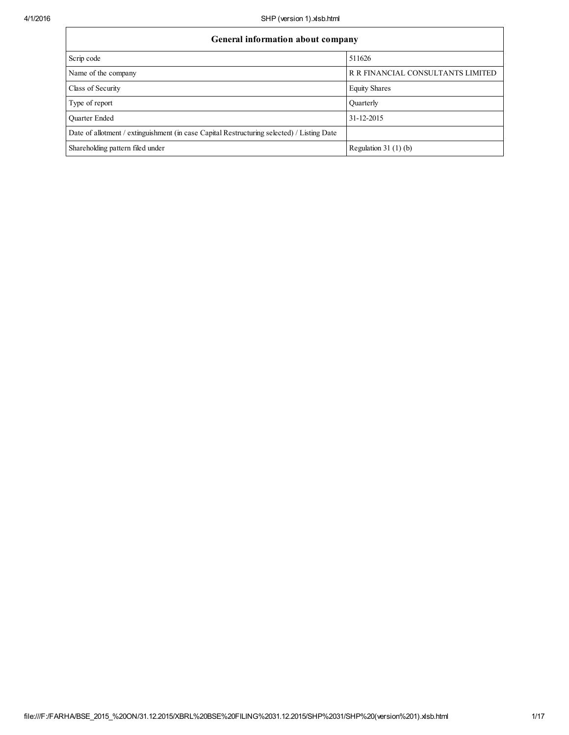| General information about company | |
|---|---|
| Scrip code | 511626 |
| Name of the company | R R FINANCIAL CONSULTANTS LIMITED |
| Class of Security | Equity Shares |
| Type of report | Quarterly |
| Quarter Ended | 31-12-2015 |
| Date of allotment / extinguishment (in case Capital Restructuring selected) / Listing Date | |
| Shareholding pattern filed under | Regulation 31 (1) (b) |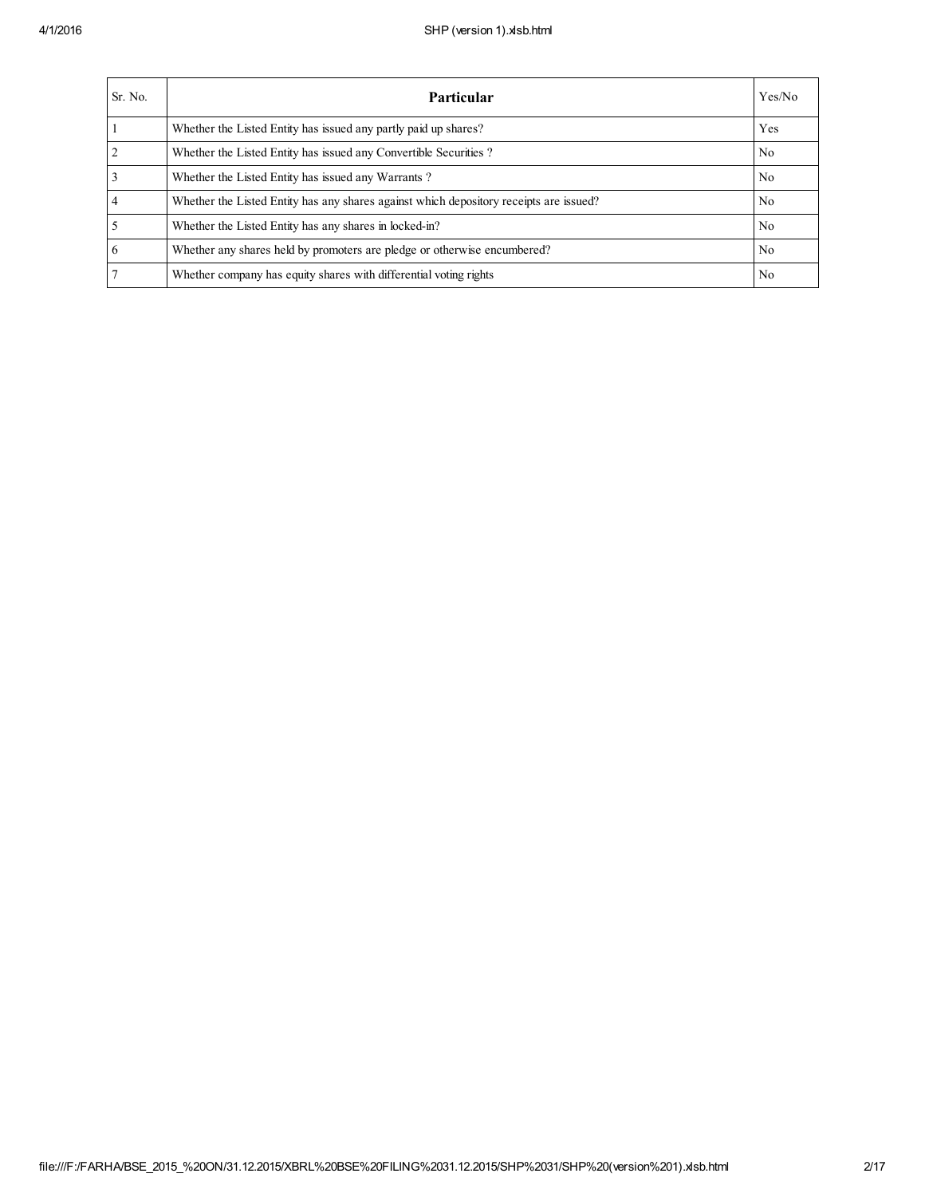| Sr. No. | Particular | Yes/No |
|---|---|---|
| 1 | Whether the Listed Entity has issued any partly paid up shares? | Yes |
| 2 | Whether the Listed Entity has issued any Convertible Securities ? | No |
| 3 | Whether the Listed Entity has issued any Warrants ? | No |
| 4 | Whether the Listed Entity has any shares against which depository receipts are issued? | No |
| 5 | Whether the Listed Entity has any shares in locked-in? | No |
| 6 | Whether any shares held by promoters are pledge or otherwise encumbered? | No |
| 7 | Whether company has equity shares with differential voting rights | No |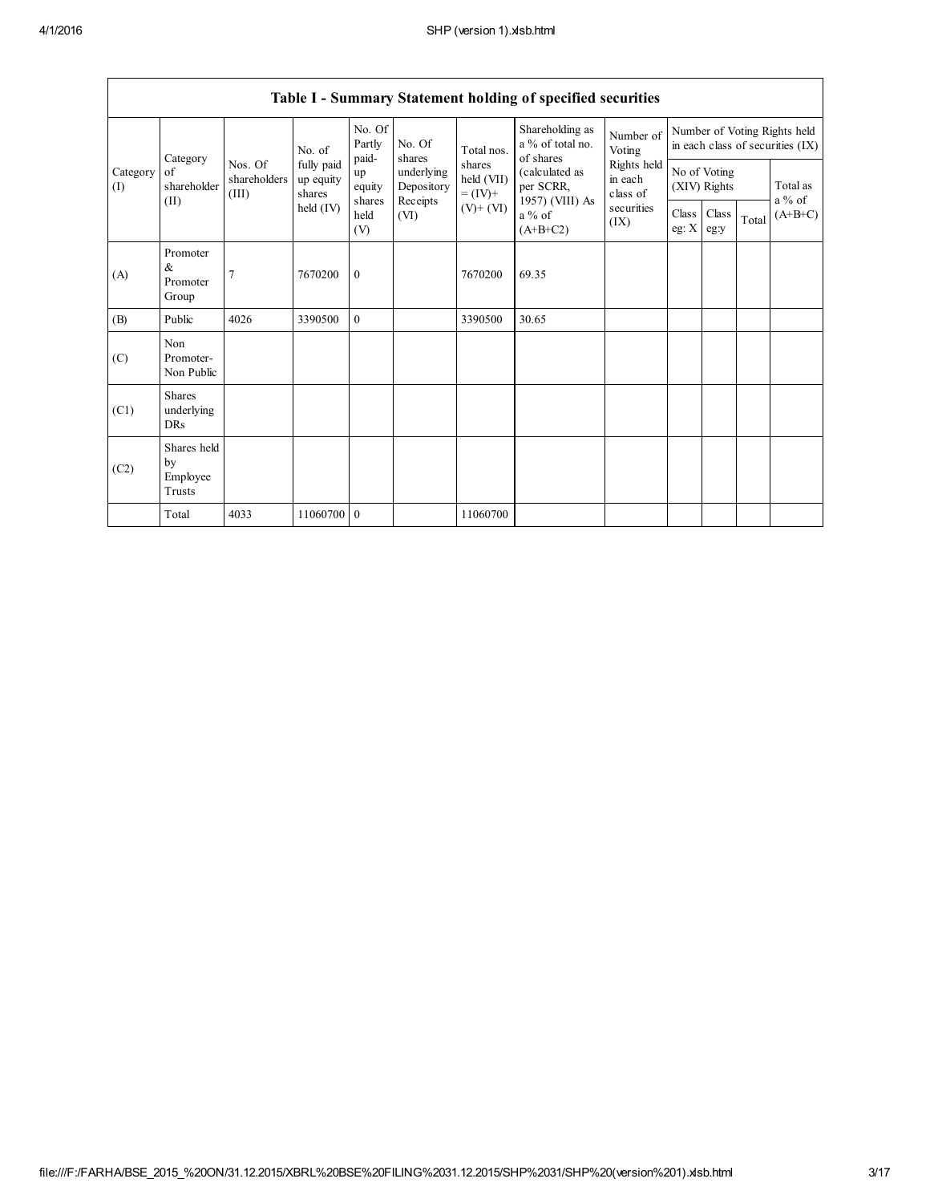## Table I - Summary Statement holding of specified securities

| Category (I) | Category of shareholder (II) | Nos. Of shareholders (III) | No. of fully paid up equity shares held (IV) | No. Of Partly paid-up equity shares held (V) | No. Of shares underlying Depository Receipts (VI) | Total nos. shares held (VII) = (IV)+ (V)+ (VI) | Shareholding as a % of total no. of shares (calculated as per SCRR, 1957) (VIII) As a % of (A+B+C2) | Number of Voting Rights held in each class of securities (IX) | Number of Voting Rights held in each class of securities (IX) | | | |
|---|---|---|---|---|---|---|---|---|---|---|---|---|
| | | | | | | | | | No of Voting (XIV) Rights | | | Total as a % of (A+B+C) |
| | | | | | | | | | Class eg: X | Class eg:y | Total | |
| (A) | Promoter & Promoter Group | 7 | 7670200 | 0 | | 7670200 | 69.35 | | | | | |
| (B) | Public | 4026 | 3390500 | 0 | | 3390500 | 30.65 | | | | | |
| (C) | Non Promoter-Non Public | | | | | | | | | | | |
| (C1) | Shares underlying DRs | | | | | | | | | | | |
| (C2) | Shares held by Employee Trusts | | | | | | | | | | | |
| | Total | 4033 | 11060700 | 0 | | 11060700 | | | | | | |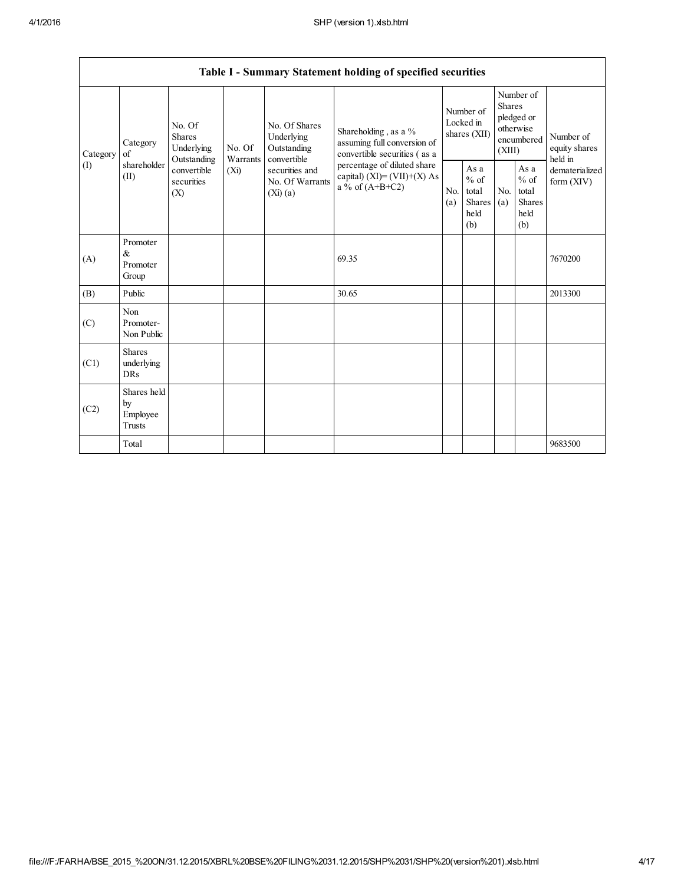| Table I - Summary Statement holding of specified securities | | | | | | | | | | | |
|---|---|---|---|---|---|---|---|---|---|---|---|
| Category (I) | Category of shareholder (II) | No. Of Shares Underlying Outstanding convertible securities (X) | No. Of Warrants (Xi) | No. Of Shares Underlying Outstanding convertible securities and No. Of Warrants (Xi) (a) | Shareholding , as a % assuming full conversion of convertible securities ( as a percentage of diluted share capital) (XI)= (VII)+(X) As a % of (A+B+C2) | Number of Locked in shares (XII) | | Number of Shares pledged or otherwise encumbered (XIII) | | Number of equity shares held in dematerialized form (XIV) |
| | | | | | | No. (a) | As a % of total Shares held (b) | No. (a) | As a % of total Shares held (b) | |
| (A) | Promoter & Promoter Group | | | | 69.35 | | | | | 7670200 |
| (B) | Public | | | | 30.65 | | | | | 2013300 |
| (C) | Non Promoter- Non Public | | | | | | | | | |
| (C1) | Shares underlying DRs | | | | | | | | | |
| (C2) | Shares held by Employee Trusts | | | | | | | | | |
| | Total | | | | | | | | | 9683500 |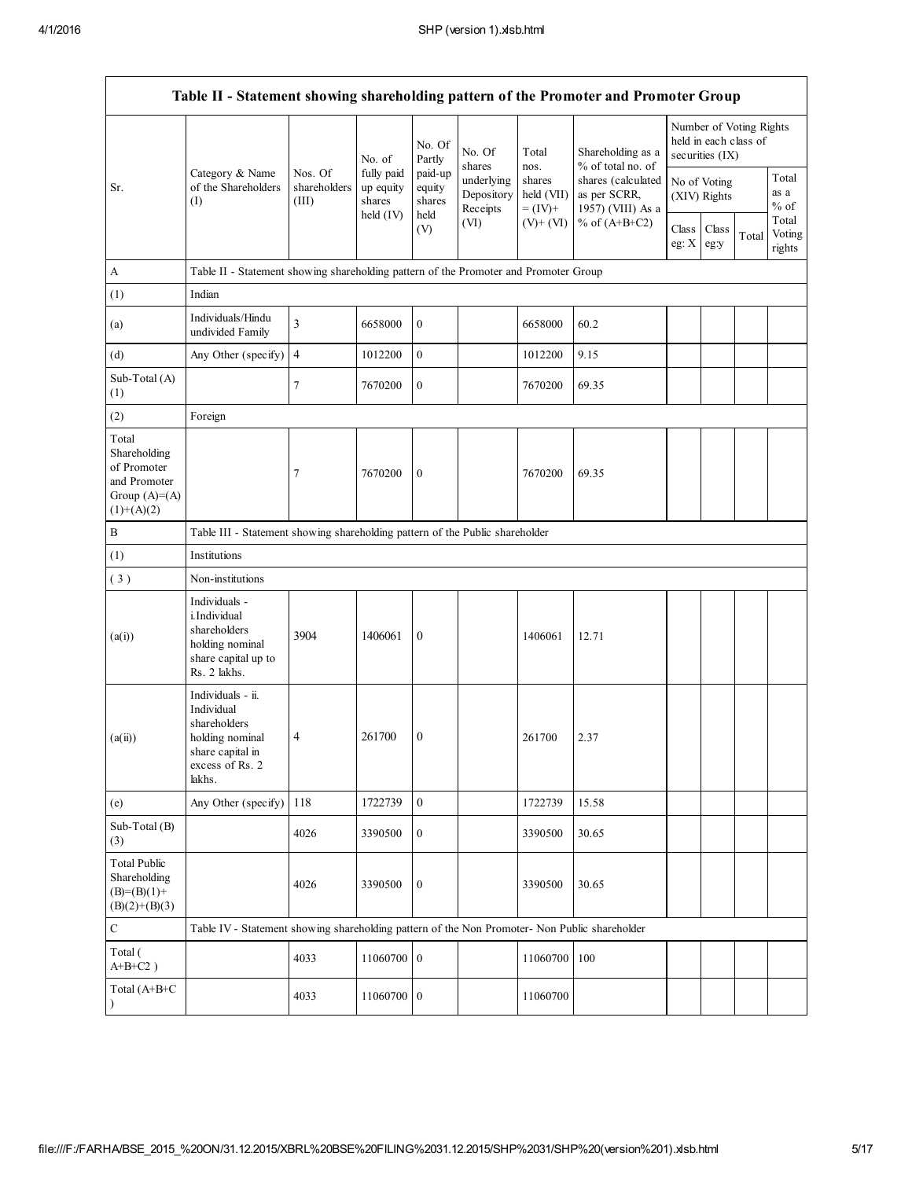| Table II - Statement showing shareholding pattern of the Promoter and Promoter Group | | | | | | | | | | | |
|---|---|---|---|---|---|---|---|---|---|---|---|
| Sr. | Category & Name of the Shareholders (I) | Nos. Of shareholders (III) | No. of fully paid up equity shares held (IV) | No. Of Partly paid-up equity shares held (V) | No. Of shares underlying Depository Receipts (VI) | Total nos. shares held (VII) = (IV)+ (V)+ (VI) | Shareholding as a % of total no. of shares (calculated as per SCRR, 1957) (VIII) As a % of (A+B+C2) | Number of Voting Rights held in each class of securities (IX) | | | |
| | | | | | | | | No of Voting (XIV) Rights | | | Total as a % of Total Voting rights |
| | | | | | | | | Class eg: X | Class eg:y | Total | |
| A | Table II - Statement showing shareholding pattern of the Promoter and Promoter Group | | | | | | | | | | |
| (1) | Indian | | | | | | | | | | |
| (a) | Individuals/Hindu undivided Family | 3 | 6658000 | 0 | | 6658000 | 60.2 | | | | |
| (d) | Any Other (specify) | 4 | 1012200 | 0 | | 1012200 | 9.15 | | | | |
| Sub-Total (A) (1) | | 7 | 7670200 | 0 | | 7670200 | 69.35 | | | | |
| (2) | Foreign | | | | | | | | | | |
| Total Shareholding of Promoter and Promoter Group (A)=(A)(1)+(A)(2) | | 7 | 7670200 | 0 | | 7670200 | 69.35 | | | | |
| B | Table III - Statement showing shareholding pattern of the Public shareholder | | | | | | | | | | |
| (1) | Institutions | | | | | | | | | | |
| (3) | Non-institutions | | | | | | | | | | |
| (a(i)) | Individuals - i.Individual shareholders holding nominal share capital up to Rs. 2 lakhs. | 3904 | 1406061 | 0 | | 1406061 | 12.71 | | | | |
| (a(ii)) | Individuals - ii. Individual shareholders holding nominal share capital in excess of Rs. 2 lakhs. | 4 | 261700 | 0 | | 261700 | 2.37 | | | | |
| (e) | Any Other (specify) | 118 | 1722739 | 0 | | 1722739 | 15.58 | | | | |
| Sub-Total (B) (3) | | 4026 | 3390500 | 0 | | 3390500 | 30.65 | | | | |
| Total Public Shareholding (B)=(B)(1)+(B)(2)+(B)(3) | | 4026 | 3390500 | 0 | | 3390500 | 30.65 | | | | |
| C | Table IV - Statement showing shareholding pattern of the Non Promoter- Non Public shareholder | | | | | | | | | | |
| Total (A+B+C2) | | 4033 | 11060700 | 0 | | 11060700 | 100 | | | | |
| Total (A+B+C) | | 4033 | 11060700 | 0 | | 11060700 | | | | | |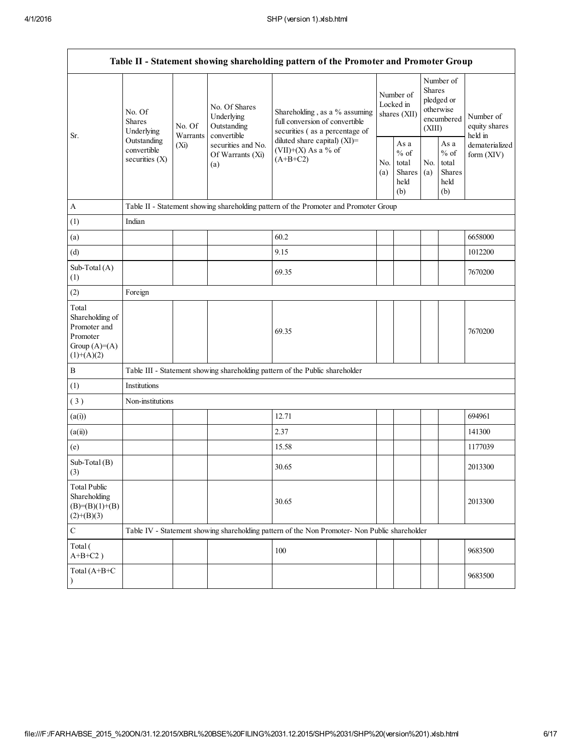## Table II - Statement showing shareholding pattern of the Promoter and Promoter Group

| Sr. | No. Of Shares Underlying Outstanding convertible securities (X) | No. Of Warrants (Xi) | No. Of Shares Underlying Outstanding convertible securities and No. Of Warrants (Xi) (a) | Shareholding , as a % assuming full conversion of convertible securities ( as a percentage of diluted share capital) (XI)= (VII)+(X) As a % of (A+B+C2) | Number of Locked in shares (XII) | | Number of Shares pledged or otherwise encumbered (XIII) | | Number of equity shares held in dematerialized form (XIV) |
|---|---|---|---|---|---|---|---|---|---|
| | | | | | No. (a) | As a % of total Shares held (b) | No. (a) | As a % of total Shares held (b) | |
| A | Table II - Statement showing shareholding pattern of the Promoter and Promoter Group | | | | | | | | |
| (1) | Indian | | | | | | | | |
| (a) | | | | 60.2 | | | | | 6658000 |
| (d) | | | | 9.15 | | | | | 1012200 |
| Sub-Total (A) (1) | | | | 69.35 | | | | | 7670200 |
| (2) | Foreign | | | | | | | | |
| Total Shareholding of Promoter and Promoter Group (A)=(A)(1)+(A)(2) | | | | 69.35 | | | | | 7670200 |
| B | Table III - Statement showing shareholding pattern of the Public shareholder | | | | | | | | |
| (1) | Institutions | | | | | | | | |
| ( 3 ) | Non-institutions | | | | | | | | |
| (a(i)) | | | | 12.71 | | | | | 694961 |
| (a(ii)) | | | | 2.37 | | | | | 141300 |
| (e) | | | | 15.58 | | | | | 1177039 |
| Sub-Total (B) (3) | | | | 30.65 | | | | | 2013300 |
| Total Public Shareholding (B)=(B)(1)+(B)(2)+(B)(3) | | | | 30.65 | | | | | 2013300 |
| C | Table IV - Statement showing shareholding pattern of the Non Promoter- Non Public shareholder | | | | | | | | |
| Total ( A+B+C2 ) | | | | 100 | | | | | 9683500 |
| Total (A+B+C ) | | | | | | | | | 9683500 |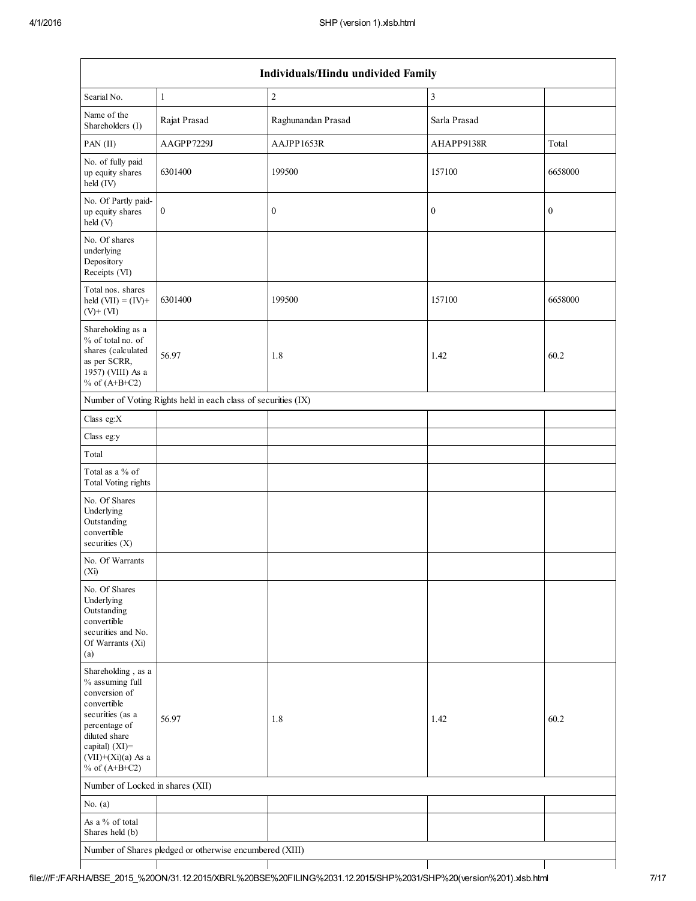| Individuals/Hindu undivided Family | | | | |
|---|---|---|---|---|
| Searial No. | 1 | 2 | 3 | |
| Name of the Shareholders (I) | Rajat Prasad | Raghunandan Prasad | Sarla Prasad | |
| PAN (II) | AAGPP7229J | AAJPP1653R | AHAPP9138R | Total |
| No. of fully paid up equity shares held (IV) | 6301400 | 199500 | 157100 | 6658000 |
| No. Of Partly paid-up equity shares held (V) | 0 | 0 | 0 | 0 |
| No. Of shares underlying Depository Receipts (VI) | | | | |
| Total nos. shares held (VII) = (IV)+(V)+ (VI) | 6301400 | 199500 | 157100 | 6658000 |
| Shareholding as a % of total no. of shares (calculated as per SCRR, 1957) (VIII) As a % of (A+B+C2) | 56.97 | 1.8 | 1.42 | 60.2 |
| Number of Voting Rights held in each class of securities (IX) | | | | |
| Class eg:X | | | | |
| Class eg:y | | | | |
| Total | | | | |
| Total as a % of Total Voting rights | | | | |
| No. Of Shares Underlying Outstanding convertible securities (X) | | | | |
| No. Of Warrants (Xi) | | | | |
| No. Of Shares Underlying Outstanding convertible securities and No. Of Warrants (Xi) (a) | | | | |
| Shareholding , as a % assuming full conversion of convertible securities (as a percentage of diluted share capital) (XI)= (VII)+(Xi)(a) As a % of (A+B+C2) | 56.97 | 1.8 | 1.42 | 60.2 |
| Number of Locked in shares (XII) | | | | |
| No. (a) | | | | |
| As a % of total Shares held (b) | | | | |
| Number of Shares pledged or otherwise encumbered (XIII) | | | | |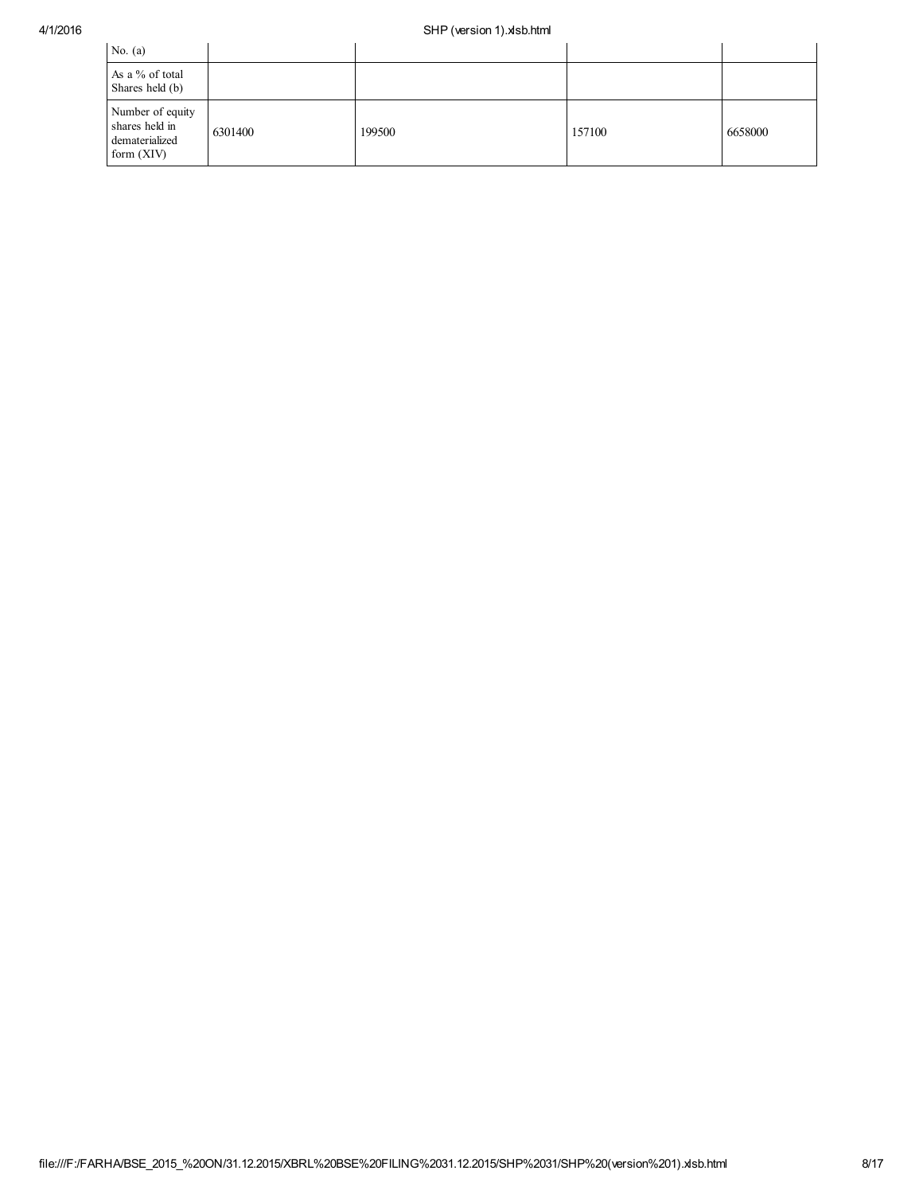| | | | | |
|---|---|---|---|---|
| No. (a) | | | | |
| As a % of total Shares held (b) | | | | |
| Number of equity shares held in dematerialized form (XIV) | 6301400 | 199500 | 157100 | 6658000 |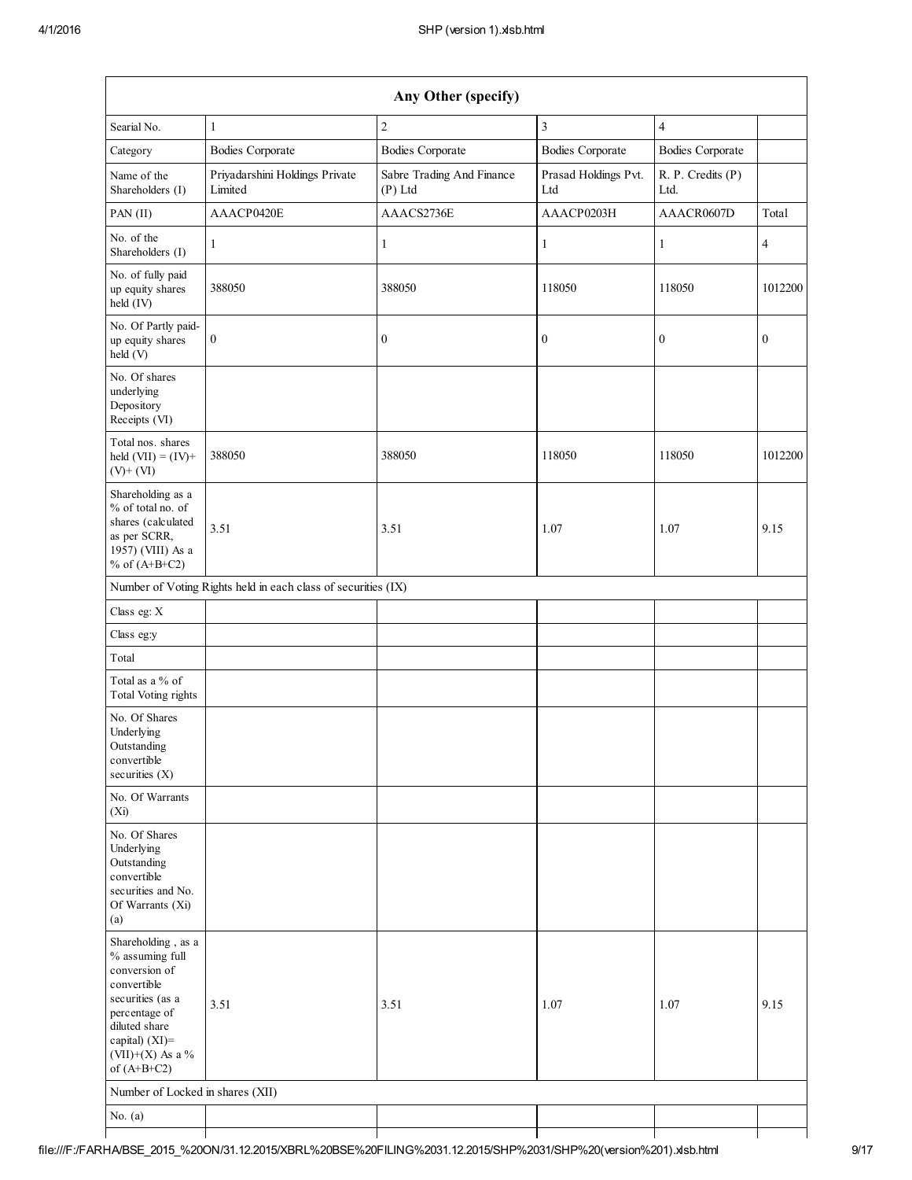| Any Other (specify) | | | | | |
|---|---|---|---|---|---|
| Searial No. | 1 | 2 | 3 | 4 | |
| Category | Bodies Corporate | Bodies Corporate | Bodies Corporate | Bodies Corporate | |
| Name of the Shareholders (I) | Priyadarshini Holdings Private Limited | Sabre Trading And Finance (P) Ltd | Prasad Holdings Pvt. Ltd | R. P. Credits (P) Ltd. | |
| PAN (II) | AAACP0420E | AAACS2736E | AAACP0203H | AAACR0607D | Total |
| No. of the Shareholders (I) | 1 | 1 | 1 | 1 | 4 |
| No. of fully paid up equity shares held (IV) | 388050 | 388050 | 118050 | 118050 | 1012200 |
| No. Of Partly paid-up equity shares held (V) | 0 | 0 | 0 | 0 | 0 |
| No. Of shares underlying Depository Receipts (VI) | | | | | |
| Total nos. shares held (VII) = (IV)+ (V)+ (VI) | 388050 | 388050 | 118050 | 118050 | 1012200 |
| Shareholding as a % of total no. of shares (calculated as per SCRR, 1957) (VIII) As a % of (A+B+C2) | 3.51 | 3.51 | 1.07 | 1.07 | 9.15 |
| Number of Voting Rights held in each class of securities (IX) | | | | | |
| Class eg: X | | | | | |
| Class eg:y | | | | | |
| Total | | | | | |
| Total as a % of Total Voting rights | | | | | |
| No. Of Shares Underlying Outstanding convertible securities (X) | | | | | |
| No. Of Warrants (Xi) | | | | | |
| No. Of Shares Underlying Outstanding convertible securities and No. Of Warrants (Xi) (a) | | | | | |
| Shareholding , as a % assuming full conversion of convertible securities (as a percentage of diluted share capital) (XI)= (VII)+(X) As a % of (A+B+C2) | 3.51 | 3.51 | 1.07 | 1.07 | 9.15 |
| Number of Locked in shares (XII) | | | | | |
| No. (a) | | | | | |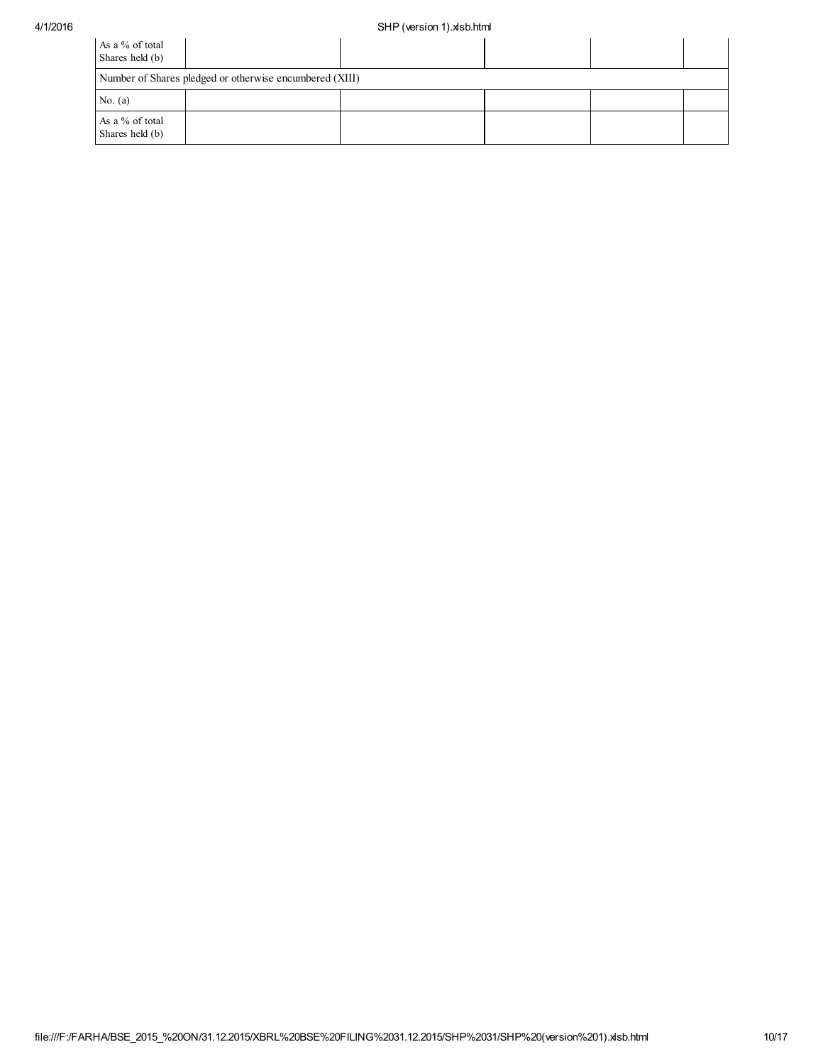| As a % of total Shares held (b) | | | | | |
|---|---|---|---|---|---|
| Number of Shares pledged or otherwise encumbered (XIII) | | | | | |
| No. (a) | | | | | |
| As a % of total Shares held (b) | | | | | |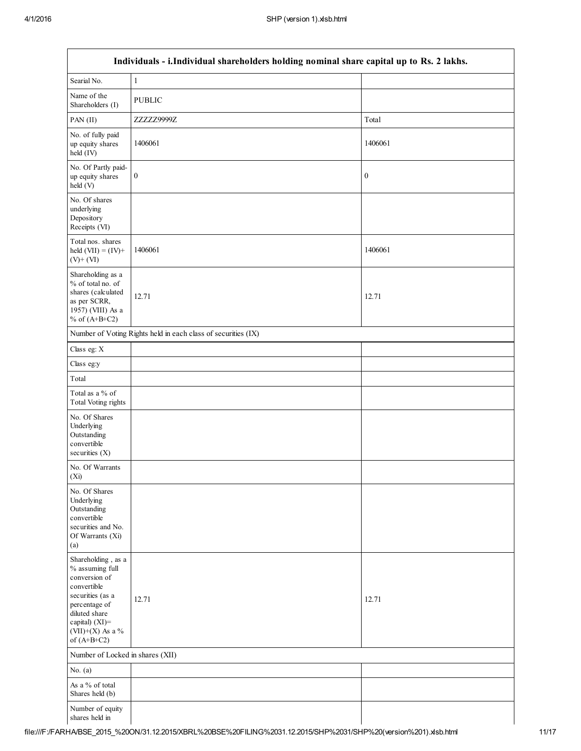| Individuals - i.Individual shareholders holding nominal share capital up to Rs. 2 lakhs. | | |
|---|---|---|
| Searial No. | 1 | |
| Name of the Shareholders (I) | PUBLIC | |
| PAN (II) | ZZZZZ9999Z | Total |
| No. of fully paid up equity shares held (IV) | 1406061 | 1406061 |
| No. Of Partly paid-up equity shares held (V) | 0 | 0 |
| No. Of shares underlying Depository Receipts (VI) | | |
| Total nos. shares held (VII) = (IV)+ (V)+ (VI) | 1406061 | 1406061 |
| Shareholding as a % of total no. of shares (calculated as per SCRR, 1957) (VIII) As a % of (A+B+C2) | 12.71 | 12.71 |
| Number of Voting Rights held in each class of securities (IX) | | |
| Class eg: X | | |
| Class eg:y | | |
| Total | | |
| Total as a % of Total Voting rights | | |
| No. Of Shares Underlying Outstanding convertible securities (X) | | |
| No. Of Warrants (Xi) | | |
| No. Of Shares Underlying Outstanding convertible securities and No. Of Warrants (Xi) (a) | | |
| Shareholding , as a % assuming full conversion of convertible securities (as a percentage of diluted share capital) (XI)= (VII)+(X) As a % of (A+B+C2) | 12.71 | 12.71 |
| Number of Locked in shares (XII) | | |
| No. (a) | | |
| As a % of total Shares held (b) | | |
| Number of equity shares held in | | |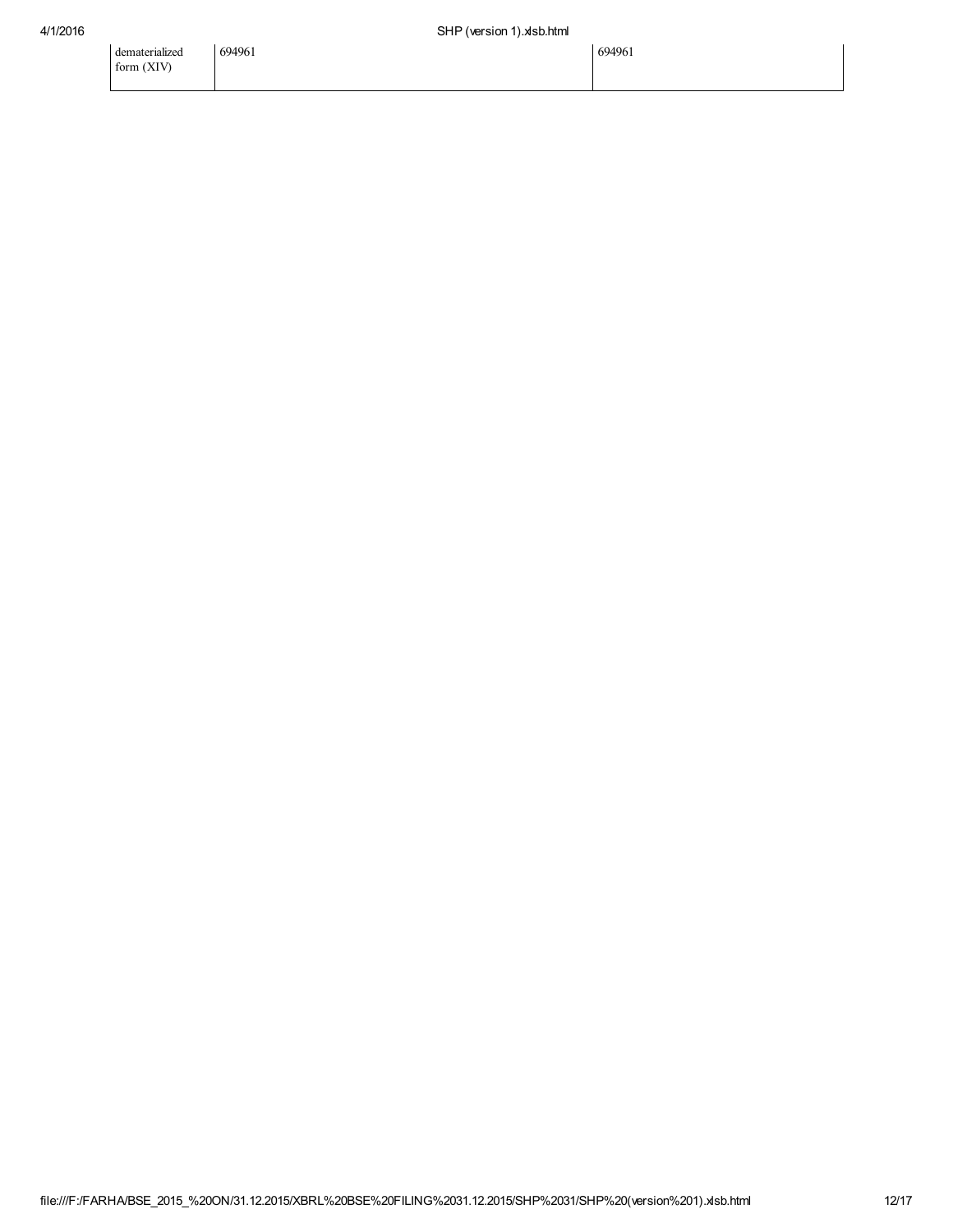| | | |
|---|---|---|
| dematerialized form (XIV) | 694961 | 694961 |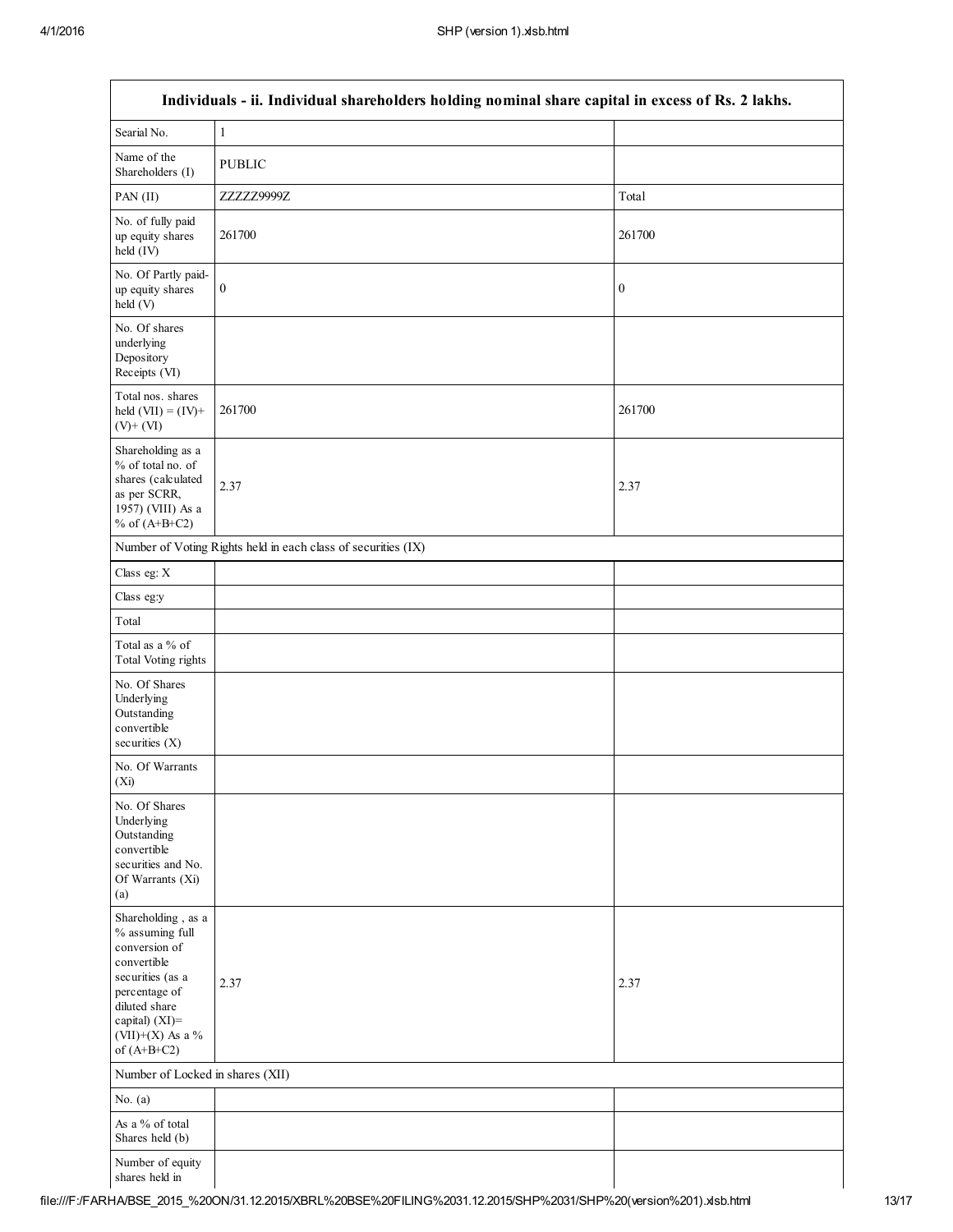| Individuals - ii. Individual shareholders holding nominal share capital in excess of Rs. 2 lakhs. | | |
|---|---|---|
| Searial No. | 1 | |
| Name of the Shareholders (I) | PUBLIC | |
| PAN (II) | ZZZZZ9999Z | Total |
| No. of fully paid up equity shares held (IV) | 261700 | 261700 |
| No. Of Partly paid-up equity shares held (V) | 0 | 0 |
| No. Of shares underlying Depository Receipts (VI) | | |
| Total nos. shares held (VII) = (IV)+ (V)+ (VI) | 261700 | 261700 |
| Shareholding as a % of total no. of shares (calculated as per SCRR, 1957) (VIII) As a % of (A+B+C2) | 2.37 | 2.37 |
| Number of Voting Rights held in each class of securities (IX) | | |
| Class eg: X | | |
| Class eg:y | | |
| Total | | |
| Total as a % of Total Voting rights | | |
| No. Of Shares Underlying Outstanding convertible securities (X) | | |
| No. Of Warrants (Xi) | | |
| No. Of Shares Underlying Outstanding convertible securities and No. Of Warrants (Xi) (a) | | |
| Shareholding , as a % assuming full conversion of convertible securities (as a percentage of diluted share capital) (XI)= (VII)+(X) As a % of (A+B+C2) | 2.37 | 2.37 |
| Number of Locked in shares (XII) | | |
| No. (a) | | |
| As a % of total Shares held (b) | | |
| Number of equity shares held in | | |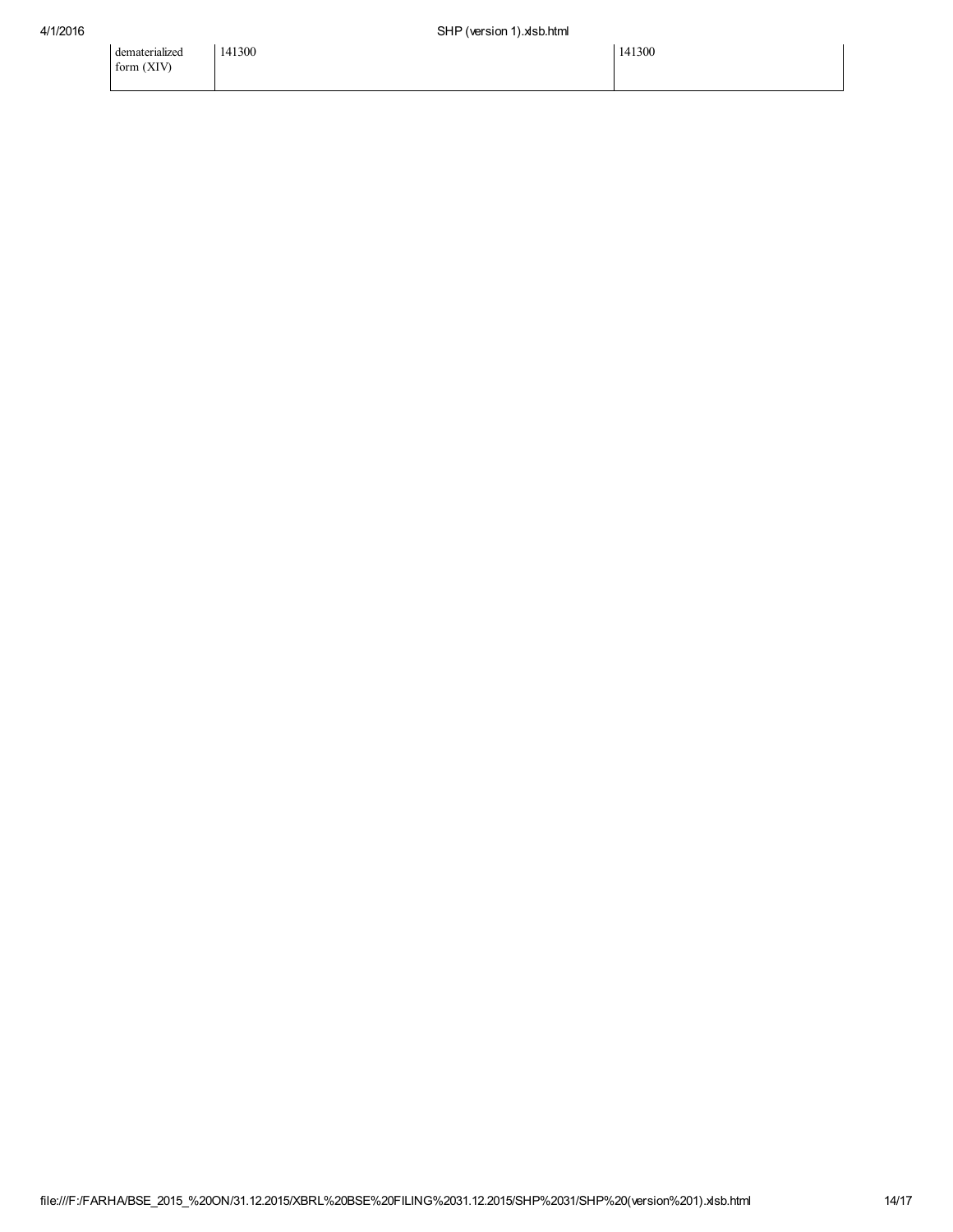| | | |
|---|---|---|
| dematerialized form (XIV) | 141300 | 141300 |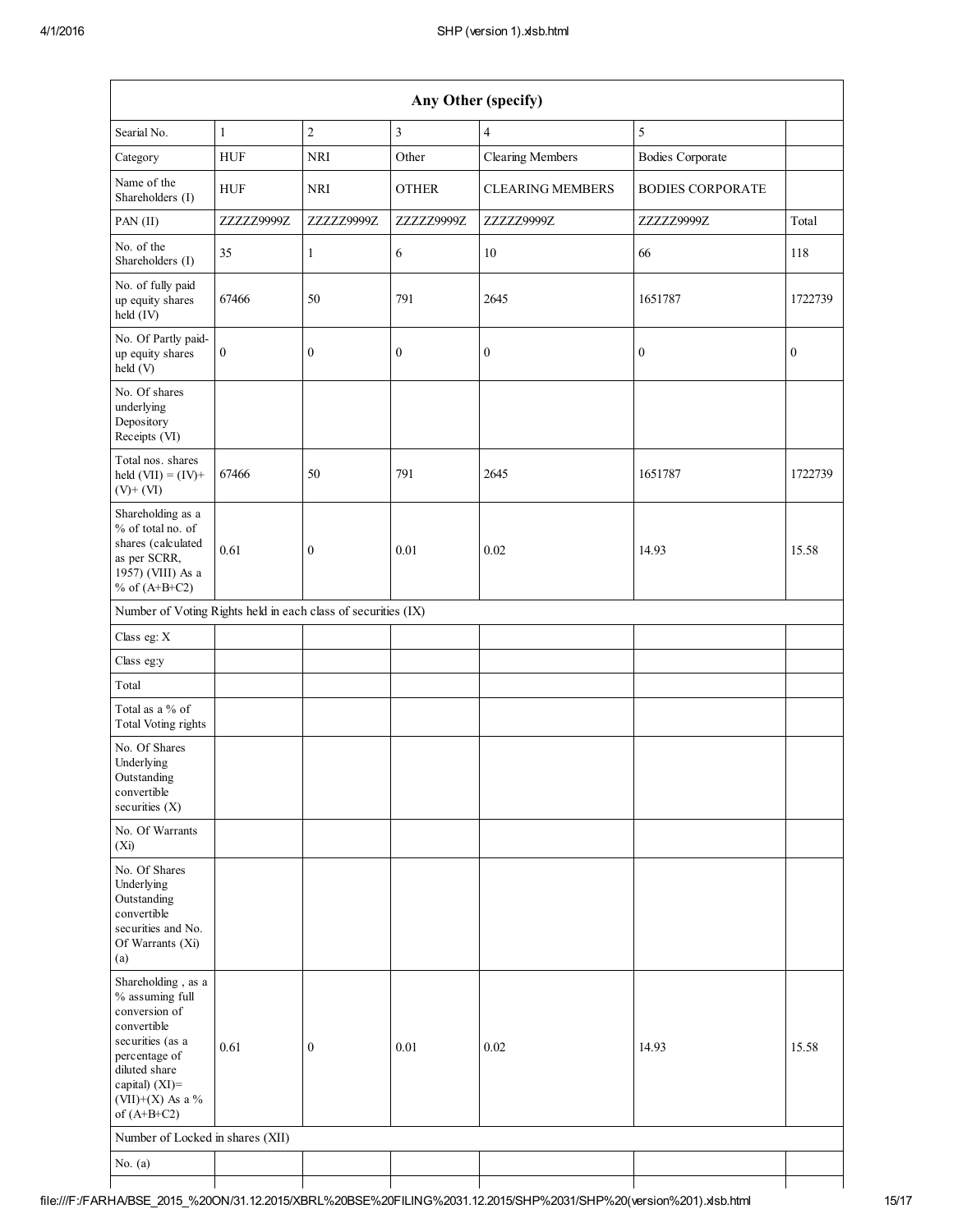| Any Other (specify) | | | | | | |
|---|---|---|---|---|---|---|
| Searial No. | 1 | 2 | 3 | 4 | 5 | |
| Category | HUF | NRI | Other | Clearing Members | Bodies Corporate | |
| Name of the Shareholders (I) | HUF | NRI | OTHER | CLEARING MEMBERS | BODIES CORPORATE | |
| PAN (II) | ZZZZZ9999Z | ZZZZZ9999Z | ZZZZZ9999Z | ZZZZZ9999Z | ZZZZZ9999Z | Total |
| No. of the Shareholders (I) | 35 | 1 | 6 | 10 | 66 | 118 |
| No. of fully paid up equity shares held (IV) | 67466 | 50 | 791 | 2645 | 1651787 | 1722739 |
| No. Of Partly paid-up equity shares held (V) | 0 | 0 | 0 | 0 | 0 | 0 |
| No. Of shares underlying Depository Receipts (VI) | | | | | | |
| Total nos. shares held (VII) = (IV)+ (V)+ (VI) | 67466 | 50 | 791 | 2645 | 1651787 | 1722739 |
| Shareholding as a % of total no. of shares (calculated as per SCRR, 1957) (VIII) As a % of (A+B+C2) | 0.61 | 0 | 0.01 | 0.02 | 14.93 | 15.58 |
| Number of Voting Rights held in each class of securities (IX) | | | | | | |
| Class eg: X | | | | | | |
| Class eg:y | | | | | | |
| Total | | | | | | |
| Total as a % of Total Voting rights | | | | | | |
| No. Of Shares Underlying Outstanding convertible securities (X) | | | | | | |
| No. Of Warrants (Xi) | | | | | | |
| No. Of Shares Underlying Outstanding convertible securities and No. Of Warrants (Xi) (a) | | | | | | |
| Shareholding , as a % assuming full conversion of convertible securities (as a percentage of diluted share capital) (XI)= (VII)+(X) As a % of (A+B+C2) | 0.61 | 0 | 0.01 | 0.02 | 14.93 | 15.58 |
| Number of Locked in shares (XII) | | | | | | |
| No. (a) | | | | | | |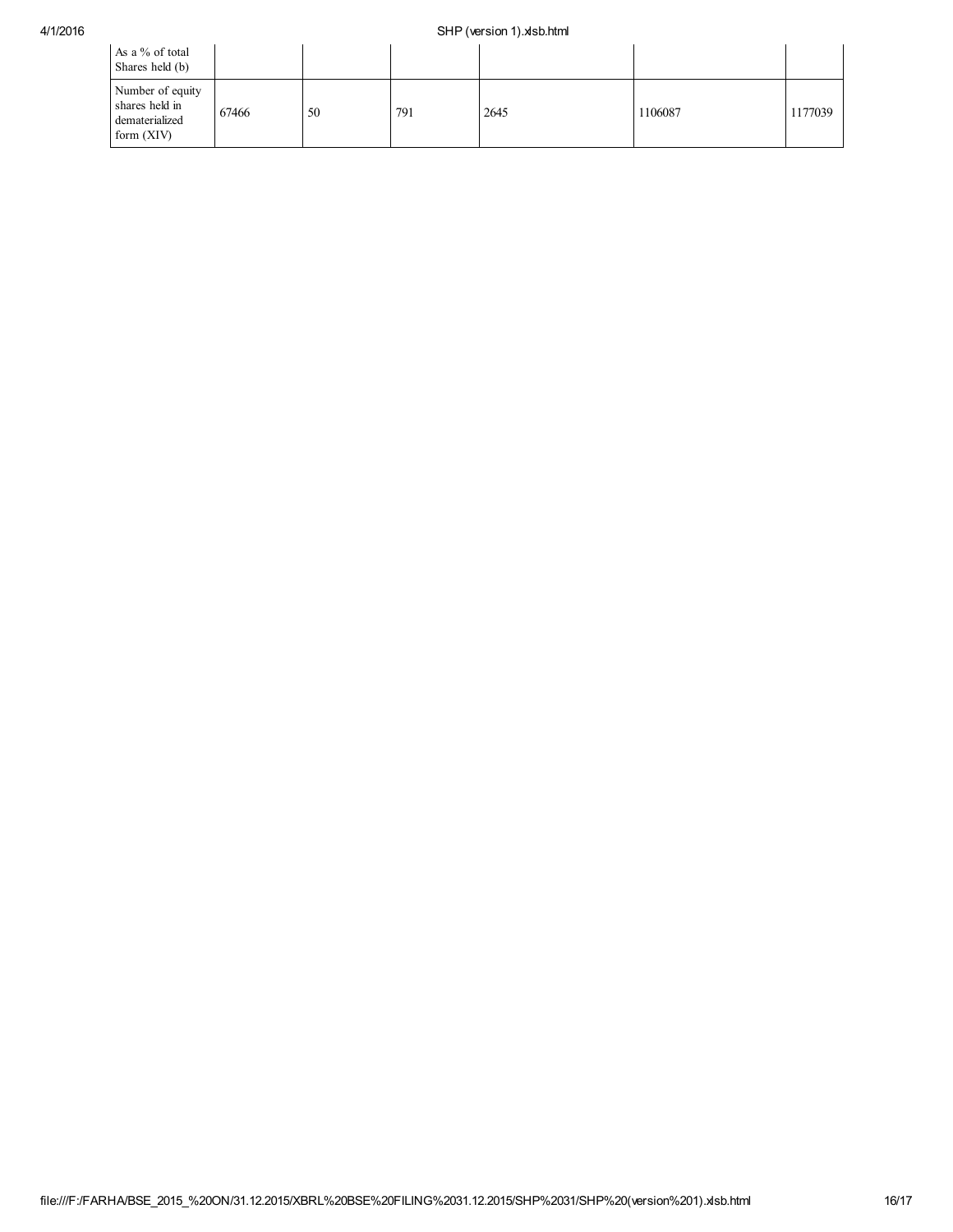| | | | | | | |
|---|---|---|---|---|---|---|
| As a % of total Shares held (b) | | | | | | |
| Number of equity shares held in dematerialized form (XIV) | 67466 | 50 | 791 | 2645 | 1106087 | 1177039 |